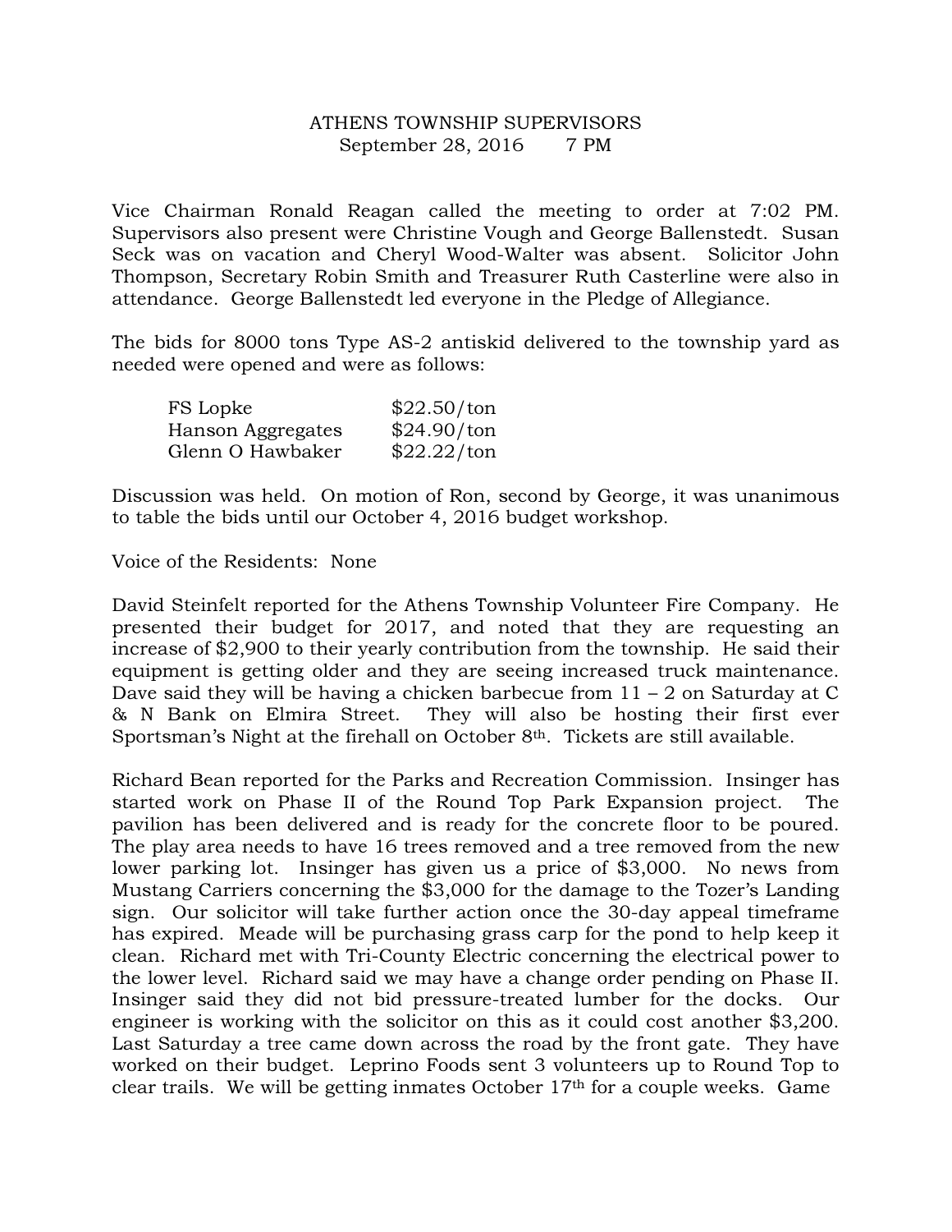# ATHENS TOWNSHIP SUPERVISORS

September 28, 2016 7 PM

Vice Chairman Ronald Reagan called the meeting to order at 7:02 PM. Supervisors also present were Christine Vough and George Ballenstedt. Susan Seck was on vacation and Cheryl Wood-Walter was absent. Solicitor John Thompson, Secretary Robin Smith and Treasurer Ruth Casterline were also in attendance. George Ballenstedt led everyone in the Pledge of Allegiance.

The bids for 8000 tons Type AS-2 antiskid delivered to the township yard as needed were opened and were as follows:

| | |
|---|---|
| FS Lopke | $22.50/ton |
| Hanson Aggregates | $24.90/ton |
| Glenn O Hawbaker | $22.22/ton |

Discussion was held. On motion of Ron, second by George, it was unanimous to table the bids until our October 4, 2016 budget workshop.

Voice of the Residents: None

David Steinfelt reported for the Athens Township Volunteer Fire Company. He presented their budget for 2017, and noted that they are requesting an increase of $2,900 to their yearly contribution from the township. He said their equipment is getting older and they are seeing increased truck maintenance. Dave said they will be having a chicken barbecue from 11 – 2 on Saturday at C & N Bank on Elmira Street. They will also be hosting their first ever Sportsman's Night at the firehall on October 8th. Tickets are still available.

Richard Bean reported for the Parks and Recreation Commission. Insinger has started work on Phase II of the Round Top Park Expansion project. The pavilion has been delivered and is ready for the concrete floor to be poured. The play area needs to have 16 trees removed and a tree removed from the new lower parking lot. Insinger has given us a price of $3,000. No news from Mustang Carriers concerning the $3,000 for the damage to the Tozer's Landing sign. Our solicitor will take further action once the 30-day appeal timeframe has expired. Meade will be purchasing grass carp for the pond to help keep it clean. Richard met with Tri-County Electric concerning the electrical power to the lower level. Richard said we may have a change order pending on Phase II. Insinger said they did not bid pressure-treated lumber for the docks. Our engineer is working with the solicitor on this as it could cost another $3,200. Last Saturday a tree came down across the road by the front gate. They have worked on their budget. Leprino Foods sent 3 volunteers up to Round Top to clear trails. We will be getting inmates October 17th for a couple weeks. Game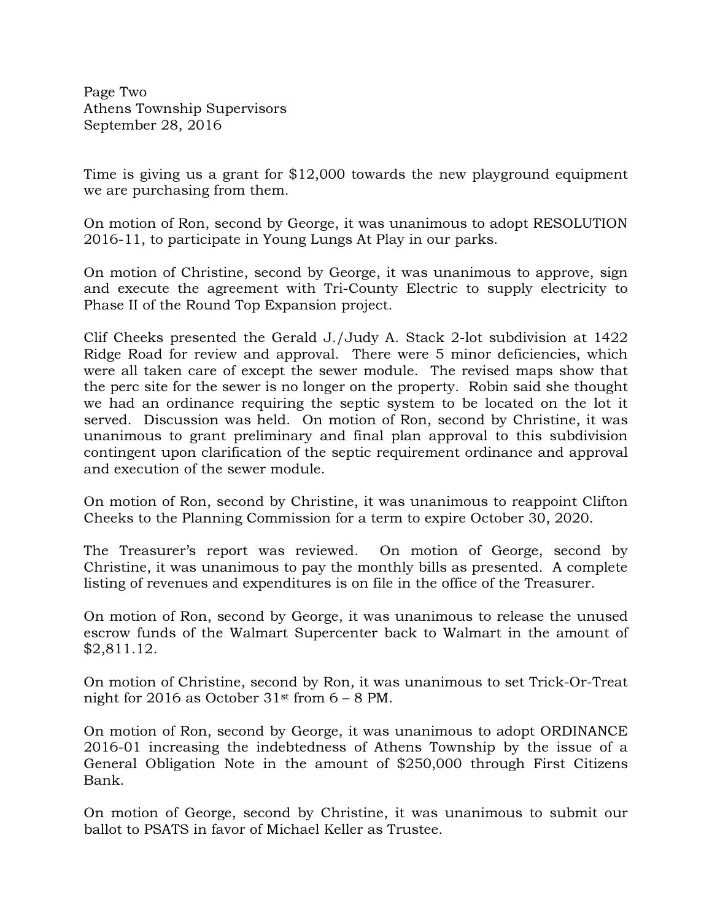Time is giving us a grant for $12,000 towards the new playground equipment we are purchasing from them.

On motion of Ron, second by George, it was unanimous to adopt RESOLUTION 2016-11, to participate in Young Lungs At Play in our parks.

On motion of Christine, second by George, it was unanimous to approve, sign and execute the agreement with Tri-County Electric to supply electricity to Phase II of the Round Top Expansion project.

Clif Cheeks presented the Gerald J./Judy A. Stack 2-lot subdivision at 1422 Ridge Road for review and approval. There were 5 minor deficiencies, which were all taken care of except the sewer module. The revised maps show that the perc site for the sewer is no longer on the property. Robin said she thought we had an ordinance requiring the septic system to be located on the lot it served. Discussion was held. On motion of Ron, second by Christine, it was unanimous to grant preliminary and final plan approval to this subdivision contingent upon clarification of the septic requirement ordinance and approval and execution of the sewer module.

On motion of Ron, second by Christine, it was unanimous to reappoint Clifton Cheeks to the Planning Commission for a term to expire October 30, 2020.

The Treasurer's report was reviewed. On motion of George, second by Christine, it was unanimous to pay the monthly bills as presented. A complete listing of revenues and expenditures is on file in the office of the Treasurer.

On motion of Ron, second by George, it was unanimous to release the unused escrow funds of the Walmart Supercenter back to Walmart in the amount of $2,811.12.

On motion of Christine, second by Ron, it was unanimous to set Trick-Or-Treat night for 2016 as October 31st from 6 – 8 PM.

On motion of Ron, second by George, it was unanimous to adopt ORDINANCE 2016-01 increasing the indebtedness of Athens Township by the issue of a General Obligation Note in the amount of $250,000 through First Citizens Bank.

On motion of George, second by Christine, it was unanimous to submit our ballot to PSATS in favor of Michael Keller as Trustee.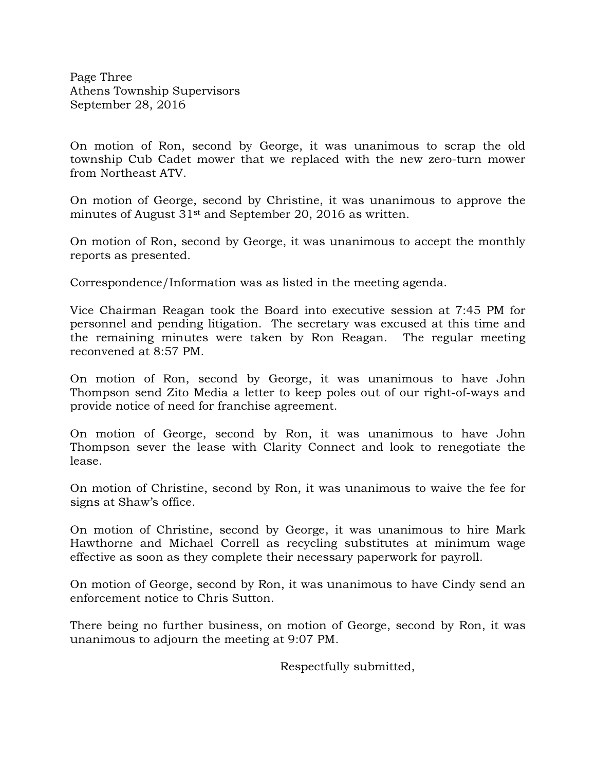Page Three
Athens Township Supervisors
September 28, 2016

On motion of Ron, second by George, it was unanimous to scrap the old township Cub Cadet mower that we replaced with the new zero-turn mower from Northeast ATV.

On motion of George, second by Christine, it was unanimous to approve the minutes of August 31st and September 20, 2016 as written.

On motion of Ron, second by George, it was unanimous to accept the monthly reports as presented.

Correspondence/Information was as listed in the meeting agenda.

Vice Chairman Reagan took the Board into executive session at 7:45 PM for personnel and pending litigation. The secretary was excused at this time and the remaining minutes were taken by Ron Reagan. The regular meeting reconvened at 8:57 PM.

On motion of Ron, second by George, it was unanimous to have John Thompson send Zito Media a letter to keep poles out of our right-of-ways and provide notice of need for franchise agreement.

On motion of George, second by Ron, it was unanimous to have John Thompson sever the lease with Clarity Connect and look to renegotiate the lease.

On motion of Christine, second by Ron, it was unanimous to waive the fee for signs at Shaw's office.

On motion of Christine, second by George, it was unanimous to hire Mark Hawthorne and Michael Correll as recycling substitutes at minimum wage effective as soon as they complete their necessary paperwork for payroll.

On motion of George, second by Ron, it was unanimous to have Cindy send an enforcement notice to Chris Sutton.

There being no further business, on motion of George, second by Ron, it was unanimous to adjourn the meeting at 9:07 PM.

Respectfully submitted,